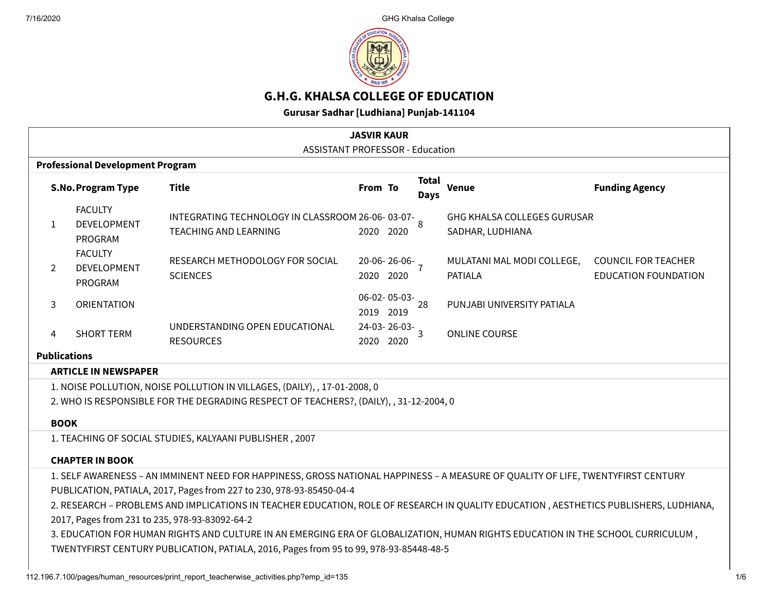# G.H.G. KHALSA COLLEGE OF EDUCATION

**Gurusar Sadhar [Ludhiana] Punjab-141104**

**JASVIR KAUR**

ASSISTANT PROFESSOR - Education

## Professional Development Program

| S.No. | Program Type | Title | From | To | Total Days | Venue | Funding Agency |
|---|---|---|---|---|---|---|---|
| 1 | FACULTY DEVELOPMENT PROGRAM | INTEGRATING TECHNOLOGY IN CLASSROOM TEACHING AND LEARNING | 26-06-2020 | 03-07-2020 | 8 | GHG KHALSA COLLEGES GURUSAR SADHAR, LUDHIANA | |
| 2 | FACULTY DEVELOPMENT PROGRAM | RESEARCH METHODOLOGY FOR SOCIAL SCIENCES | 20-06-2020 | 26-06-2020 | 7 | MULATANI MAL MODI COLLEGE, PATIALA | COUNCIL FOR TEACHER EDUCATION FOUNDATION |
| 3 | ORIENTATION | | 06-02-2019 | 05-03-2019 | 28 | PUNJABI UNIVERSITY PATIALA | |
| 4 | SHORT TERM | UNDERSTANDING OPEN EDUCATIONAL RESOURCES | 24-03-2020 | 26-03-2020 | 3 | ONLINE COURSE | |

## Publications

### ARTICLE IN NEWSPAPER

1. NOISE POLLUTION, NOISE POLLUTION IN VILLAGES, (DAILY), , 17-01-2008, 0
2. WHO IS RESPONSIBLE FOR THE DEGRADING RESPECT OF TEACHERS?, (DAILY), , 31-12-2004, 0

### BOOK

1. TEACHING OF SOCIAL STUDIES, KALYAANI PUBLISHER , 2007

### CHAPTER IN BOOK

1. SELF AWARENESS – AN IMMINENT NEED FOR HAPPINESS, GROSS NATIONAL HAPPINESS – A MEASURE OF QUALITY OF LIFE, TWENTYFIRST CENTURY PUBLICATION, PATIALA, 2017, Pages from 227 to 230, 978-93-85450-04-4
2. RESEARCH – PROBLEMS AND IMPLICATIONS IN TEACHER EDUCATION, ROLE OF RESEARCH IN QUALITY EDUCATION , AESTHETICS PUBLISHERS, LUDHIANA, 2017, Pages from 231 to 235, 978-93-83092-64-2
3. EDUCATION FOR HUMAN RIGHTS AND CULTURE IN AN EMERGING ERA OF GLOBALIZATION, HUMAN RIGHTS EDUCATION IN THE SCHOOL CURRICULUM , TWENTYFIRST CENTURY PUBLICATION, PATIALA, 2016, Pages from 95 to 99, 978-93-85448-48-5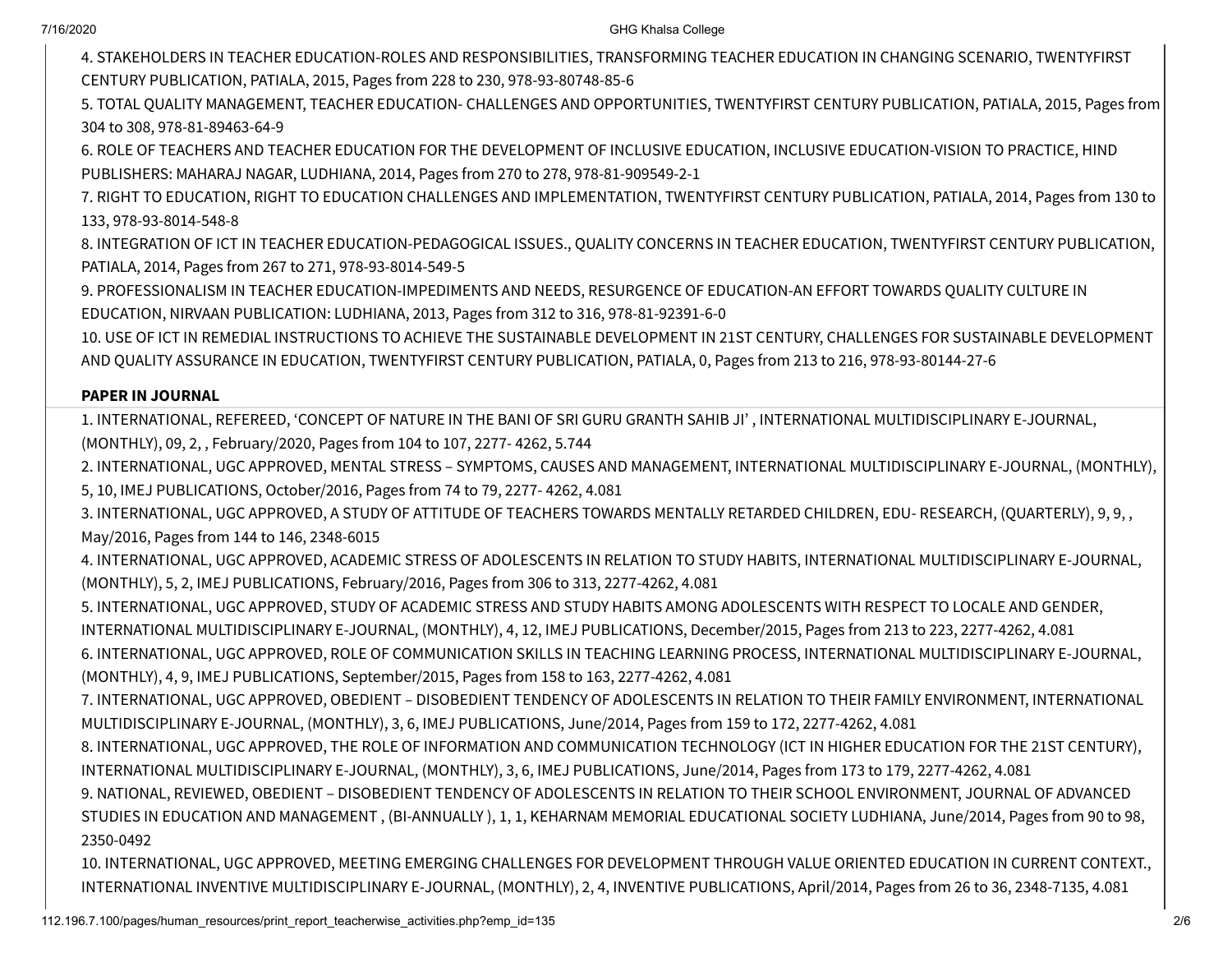4. STAKEHOLDERS IN TEACHER EDUCATION-ROLES AND RESPONSIBILITIES, TRANSFORMING TEACHER EDUCATION IN CHANGING SCENARIO, TWENTYFIRST CENTURY PUBLICATION, PATIALA, 2015, Pages from 228 to 230, 978-93-80748-85-6

5. TOTAL QUALITY MANAGEMENT, TEACHER EDUCATION- CHALLENGES AND OPPORTUNITIES, TWENTYFIRST CENTURY PUBLICATION, PATIALA, 2015, Pages from 304 to 308, 978-81-89463-64-9

6. ROLE OF TEACHERS AND TEACHER EDUCATION FOR THE DEVELOPMENT OF INCLUSIVE EDUCATION, INCLUSIVE EDUCATION-VISION TO PRACTICE, HIND PUBLISHERS: MAHARAJ NAGAR, LUDHIANA, 2014, Pages from 270 to 278, 978-81-909549-2-1

7. RIGHT TO EDUCATION, RIGHT TO EDUCATION CHALLENGES AND IMPLEMENTATION, TWENTYFIRST CENTURY PUBLICATION, PATIALA, 2014, Pages from 130 to 133, 978-93-8014-548-8

8. INTEGRATION OF ICT IN TEACHER EDUCATION-PEDAGOGICAL ISSUES., QUALITY CONCERNS IN TEACHER EDUCATION, TWENTYFIRST CENTURY PUBLICATION, PATIALA, 2014, Pages from 267 to 271, 978-93-8014-549-5

9. PROFESSIONALISM IN TEACHER EDUCATION-IMPEDIMENTS AND NEEDS, RESURGENCE OF EDUCATION-AN EFFORT TOWARDS QUALITY CULTURE IN EDUCATION, NIRVAAN PUBLICATION: LUDHIANA, 2013, Pages from 312 to 316, 978-81-92391-6-0

10. USE OF ICT IN REMEDIAL INSTRUCTIONS TO ACHIEVE THE SUSTAINABLE DEVELOPMENT IN 21ST CENTURY, CHALLENGES FOR SUSTAINABLE DEVELOPMENT AND QUALITY ASSURANCE IN EDUCATION, TWENTYFIRST CENTURY PUBLICATION, PATIALA, 0, Pages from 213 to 216, 978-93-80144-27-6

**PAPER IN JOURNAL**

1. INTERNATIONAL, REFEREED, 'CONCEPT OF NATURE IN THE BANI OF SRI GURU GRANTH SAHIB JI' , INTERNATIONAL MULTIDISCIPLINARY E-JOURNAL, (MONTHLY), 09, 2, , February/2020, Pages from 104 to 107, 2277- 4262, 5.744

2. INTERNATIONAL, UGC APPROVED, MENTAL STRESS – SYMPTOMS, CAUSES AND MANAGEMENT, INTERNATIONAL MULTIDISCIPLINARY E-JOURNAL, (MONTHLY), 5, 10, IMEJ PUBLICATIONS, October/2016, Pages from 74 to 79, 2277- 4262, 4.081

3. INTERNATIONAL, UGC APPROVED, A STUDY OF ATTITUDE OF TEACHERS TOWARDS MENTALLY RETARDED CHILDREN, EDU- RESEARCH, (QUARTERLY), 9, 9, , May/2016, Pages from 144 to 146, 2348-6015

4. INTERNATIONAL, UGC APPROVED, ACADEMIC STRESS OF ADOLESCENTS IN RELATION TO STUDY HABITS, INTERNATIONAL MULTIDISCIPLINARY E-JOURNAL, (MONTHLY), 5, 2, IMEJ PUBLICATIONS, February/2016, Pages from 306 to 313, 2277-4262, 4.081

5. INTERNATIONAL, UGC APPROVED, STUDY OF ACADEMIC STRESS AND STUDY HABITS AMONG ADOLESCENTS WITH RESPECT TO LOCALE AND GENDER, INTERNATIONAL MULTIDISCIPLINARY E-JOURNAL, (MONTHLY), 4, 12, IMEJ PUBLICATIONS, December/2015, Pages from 213 to 223, 2277-4262, 4.081

6. INTERNATIONAL, UGC APPROVED, ROLE OF COMMUNICATION SKILLS IN TEACHING LEARNING PROCESS, INTERNATIONAL MULTIDISCIPLINARY E-JOURNAL, (MONTHLY), 4, 9, IMEJ PUBLICATIONS, September/2015, Pages from 158 to 163, 2277-4262, 4.081

7. INTERNATIONAL, UGC APPROVED, OBEDIENT – DISOBEDIENT TENDENCY OF ADOLESCENTS IN RELATION TO THEIR FAMILY ENVIRONMENT, INTERNATIONAL MULTIDISCIPLINARY E-JOURNAL, (MONTHLY), 3, 6, IMEJ PUBLICATIONS, June/2014, Pages from 159 to 172, 2277-4262, 4.081

8. INTERNATIONAL, UGC APPROVED, THE ROLE OF INFORMATION AND COMMUNICATION TECHNOLOGY (ICT IN HIGHER EDUCATION FOR THE 21ST CENTURY), INTERNATIONAL MULTIDISCIPLINARY E-JOURNAL, (MONTHLY), 3, 6, IMEJ PUBLICATIONS, June/2014, Pages from 173 to 179, 2277-4262, 4.081

9. NATIONAL, REVIEWED, OBEDIENT – DISOBEDIENT TENDENCY OF ADOLESCENTS IN RELATION TO THEIR SCHOOL ENVIRONMENT, JOURNAL OF ADVANCED STUDIES IN EDUCATION AND MANAGEMENT , (BI-ANNUALLY ), 1, 1, KEHARNAM MEMORIAL EDUCATIONAL SOCIETY LUDHIANA, June/2014, Pages from 90 to 98, 2350-0492

10. INTERNATIONAL, UGC APPROVED, MEETING EMERGING CHALLENGES FOR DEVELOPMENT THROUGH VALUE ORIENTED EDUCATION IN CURRENT CONTEXT., INTERNATIONAL INVENTIVE MULTIDISCIPLINARY E-JOURNAL, (MONTHLY), 2, 4, INVENTIVE PUBLICATIONS, April/2014, Pages from 26 to 36, 2348-7135, 4.081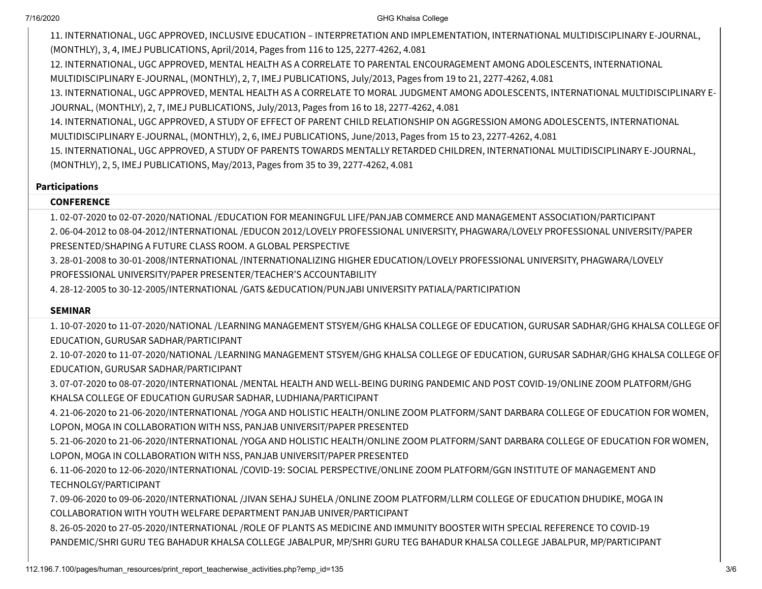11. INTERNATIONAL, UGC APPROVED, INCLUSIVE EDUCATION – INTERPRETATION AND IMPLEMENTATION, INTERNATIONAL MULTIDISCIPLINARY E-JOURNAL, (MONTHLY), 3, 4, IMEJ PUBLICATIONS, April/2014, Pages from 116 to 125, 2277-4262, 4.081
12. INTERNATIONAL, UGC APPROVED, MENTAL HEALTH AS A CORRELATE TO PARENTAL ENCOURAGEMENT AMONG ADOLESCENTS, INTERNATIONAL MULTIDISCIPLINARY E-JOURNAL, (MONTHLY), 2, 7, IMEJ PUBLICATIONS, July/2013, Pages from 19 to 21, 2277-4262, 4.081
13. INTERNATIONAL, UGC APPROVED, MENTAL HEALTH AS A CORRELATE TO MORAL JUDGMENT AMONG ADOLESCENTS, INTERNATIONAL MULTIDISCIPLINARY E-JOURNAL, (MONTHLY), 2, 7, IMEJ PUBLICATIONS, July/2013, Pages from 16 to 18, 2277-4262, 4.081
14. INTERNATIONAL, UGC APPROVED, A STUDY OF EFFECT OF PARENT CHILD RELATIONSHIP ON AGGRESSION AMONG ADOLESCENTS, INTERNATIONAL MULTIDISCIPLINARY E-JOURNAL, (MONTHLY), 2, 6, IMEJ PUBLICATIONS, June/2013, Pages from 15 to 23, 2277-4262, 4.081
15. INTERNATIONAL, UGC APPROVED, A STUDY OF PARENTS TOWARDS MENTALLY RETARDED CHILDREN, INTERNATIONAL MULTIDISCIPLINARY E-JOURNAL, (MONTHLY), 2, 5, IMEJ PUBLICATIONS, May/2013, Pages from 35 to 39, 2277-4262, 4.081

## Participations

### CONFERENCE

1. 02-07-2020 to 02-07-2020/NATIONAL /EDUCATION FOR MEANINGFUL LIFE/PANJAB COMMERCE AND MANAGEMENT ASSOCIATION/PARTICIPANT
2. 06-04-2012 to 08-04-2012/INTERNATIONAL /EDUCON 2012/LOVELY PROFESSIONAL UNIVERSITY, PHAGWARA/LOVELY PROFESSIONAL UNIVERSITY/PAPER PRESENTED/SHAPING A FUTURE CLASS ROOM. A GLOBAL PERSPECTIVE
3. 28-01-2008 to 30-01-2008/INTERNATIONAL /INTERNATIONALIZING HIGHER EDUCATION/LOVELY PROFESSIONAL UNIVERSITY, PHAGWARA/LOVELY PROFESSIONAL UNIVERSITY/PAPER PRESENTER/TEACHER'S ACCOUNTABILITY
4. 28-12-2005 to 30-12-2005/INTERNATIONAL /GATS &EDUCATION/PUNJABI UNIVERSITY PATIALA/PARTICIPATION

### SEMINAR

1. 10-07-2020 to 11-07-2020/NATIONAL /LEARNING MANAGEMENT STSYEM/GHG KHALSA COLLEGE OF EDUCATION, GURUSAR SADHAR/GHG KHALSA COLLEGE OF EDUCATION, GURUSAR SADHAR/PARTICIPANT
2. 10-07-2020 to 11-07-2020/NATIONAL /LEARNING MANAGEMENT STSYEM/GHG KHALSA COLLEGE OF EDUCATION, GURUSAR SADHAR/GHG KHALSA COLLEGE OF EDUCATION, GURUSAR SADHAR/PARTICIPANT
3. 07-07-2020 to 08-07-2020/INTERNATIONAL /MENTAL HEALTH AND WELL-BEING DURING PANDEMIC AND POST COVID-19/ONLINE ZOOM PLATFORM/GHG KHALSA COLLEGE OF EDUCATION GURUSAR SADHAR, LUDHIANA/PARTICIPANT
4. 21-06-2020 to 21-06-2020/INTERNATIONAL /YOGA AND HOLISTIC HEALTH/ONLINE ZOOM PLATFORM/SANT DARBARA COLLEGE OF EDUCATION FOR WOMEN, LOPON, MOGA IN COLLABORATION WITH NSS, PANJAB UNIVERSIT/PAPER PRESENTED
5. 21-06-2020 to 21-06-2020/INTERNATIONAL /YOGA AND HOLISTIC HEALTH/ONLINE ZOOM PLATFORM/SANT DARBARA COLLEGE OF EDUCATION FOR WOMEN, LOPON, MOGA IN COLLABORATION WITH NSS, PANJAB UNIVERSIT/PAPER PRESENTED
6. 11-06-2020 to 12-06-2020/INTERNATIONAL /COVID-19: SOCIAL PERSPECTIVE/ONLINE ZOOM PLATFORM/GGN INSTITUTE OF MANAGEMENT AND TECHNOLGY/PARTICIPANT
7. 09-06-2020 to 09-06-2020/INTERNATIONAL /JIVAN SEHAJ SUHELA /ONLINE ZOOM PLATFORM/LLRM COLLEGE OF EDUCATION DHUDIKE, MOGA IN COLLABORATION WITH YOUTH WELFARE DEPARTMENT PANJAB UNIVER/PARTICIPANT
8. 26-05-2020 to 27-05-2020/INTERNATIONAL /ROLE OF PLANTS AS MEDICINE AND IMMUNITY BOOSTER WITH SPECIAL REFERENCE TO COVID-19 PANDEMIC/SHRI GURU TEG BAHADUR KHALSA COLLEGE JABALPUR, MP/SHRI GURU TEG BAHADUR KHALSA COLLEGE JABALPUR, MP/PARTICIPANT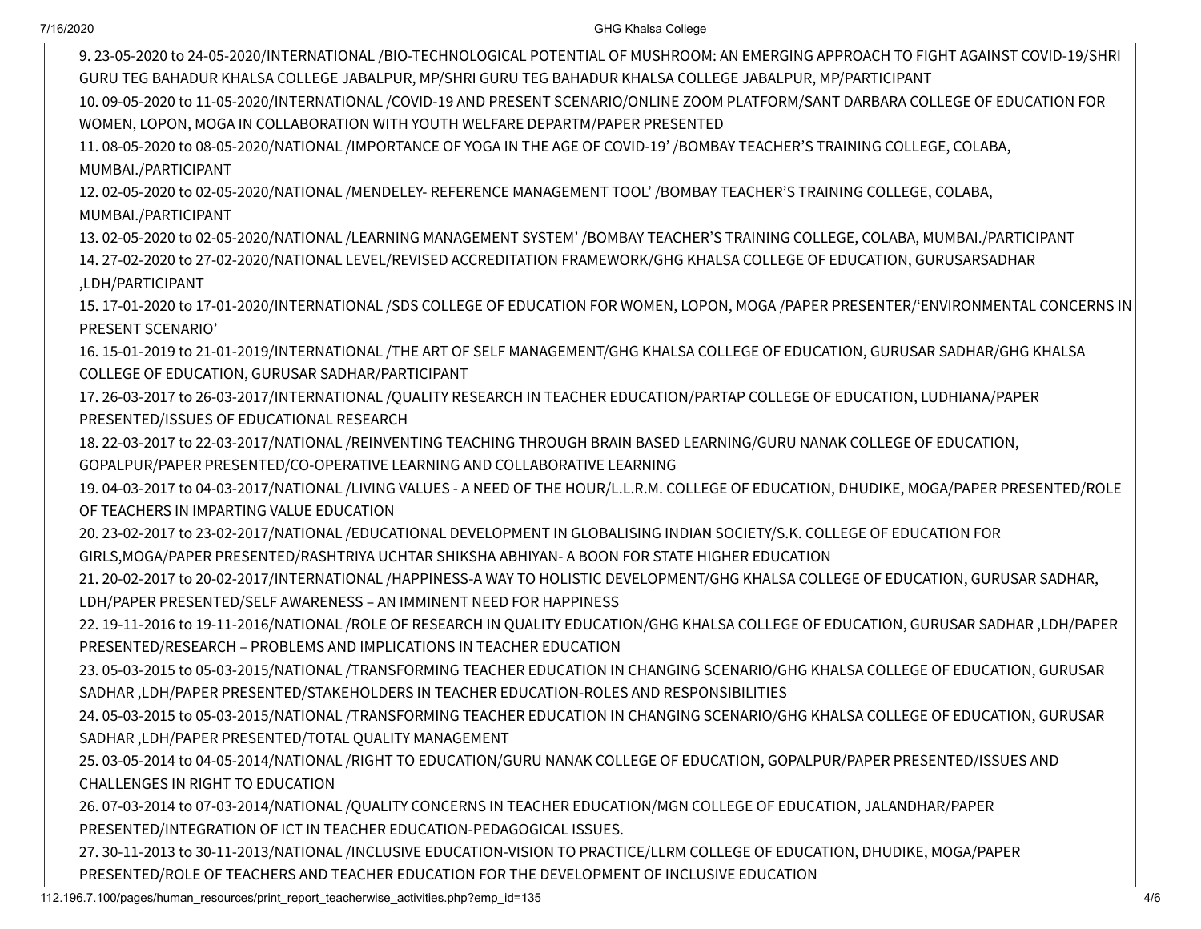9. 23-05-2020 to 24-05-2020/INTERNATIONAL /BIO-TECHNOLOGICAL POTENTIAL OF MUSHROOM: AN EMERGING APPROACH TO FIGHT AGAINST COVID-19/SHRI GURU TEG BAHADUR KHALSA COLLEGE JABALPUR, MP/SHRI GURU TEG BAHADUR KHALSA COLLEGE JABALPUR, MP/PARTICIPANT
10. 09-05-2020 to 11-05-2020/INTERNATIONAL /COVID-19 AND PRESENT SCENARIO/ONLINE ZOOM PLATFORM/SANT DARBARA COLLEGE OF EDUCATION FOR WOMEN, LOPON, MOGA IN COLLABORATION WITH YOUTH WELFARE DEPARTM/PAPER PRESENTED
11. 08-05-2020 to 08-05-2020/NATIONAL /IMPORTANCE OF YOGA IN THE AGE OF COVID-19' /BOMBAY TEACHER'S TRAINING COLLEGE, COLABA, MUMBAI./PARTICIPANT
12. 02-05-2020 to 02-05-2020/NATIONAL /MENDELEY- REFERENCE MANAGEMENT TOOL' /BOMBAY TEACHER'S TRAINING COLLEGE, COLABA, MUMBAI./PARTICIPANT
13. 02-05-2020 to 02-05-2020/NATIONAL /LEARNING MANAGEMENT SYSTEM' /BOMBAY TEACHER'S TRAINING COLLEGE, COLABA, MUMBAI./PARTICIPANT
14. 27-02-2020 to 27-02-2020/NATIONAL LEVEL/REVISED ACCREDITATION FRAMEWORK/GHG KHALSA COLLEGE OF EDUCATION, GURUSARSADHAR ,LDH/PARTICIPANT
15. 17-01-2020 to 17-01-2020/INTERNATIONAL /SDS COLLEGE OF EDUCATION FOR WOMEN, LOPON, MOGA /PAPER PRESENTER/'ENVIRONMENTAL CONCERNS IN PRESENT SCENARIO'
16. 15-01-2019 to 21-01-2019/INTERNATIONAL /THE ART OF SELF MANAGEMENT/GHG KHALSA COLLEGE OF EDUCATION, GURUSAR SADHAR/GHG KHALSA COLLEGE OF EDUCATION, GURUSAR SADHAR/PARTICIPANT
17. 26-03-2017 to 26-03-2017/INTERNATIONAL /QUALITY RESEARCH IN TEACHER EDUCATION/PARTAP COLLEGE OF EDUCATION, LUDHIANA/PAPER PRESENTED/ISSUES OF EDUCATIONAL RESEARCH
18. 22-03-2017 to 22-03-2017/NATIONAL /REINVENTING TEACHING THROUGH BRAIN BASED LEARNING/GURU NANAK COLLEGE OF EDUCATION, GOPALPUR/PAPER PRESENTED/CO-OPERATIVE LEARNING AND COLLABORATIVE LEARNING
19. 04-03-2017 to 04-03-2017/NATIONAL /LIVING VALUES - A NEED OF THE HOUR/L.L.R.M. COLLEGE OF EDUCATION, DHUDIKE, MOGA/PAPER PRESENTED/ROLE OF TEACHERS IN IMPARTING VALUE EDUCATION
20. 23-02-2017 to 23-02-2017/NATIONAL /EDUCATIONAL DEVELOPMENT IN GLOBALISING INDIAN SOCIETY/S.K. COLLEGE OF EDUCATION FOR GIRLS,MOGA/PAPER PRESENTED/RASHTRIYA UCHTAR SHIKSHA ABHIYAN- A BOON FOR STATE HIGHER EDUCATION
21. 20-02-2017 to 20-02-2017/INTERNATIONAL /HAPPINESS-A WAY TO HOLISTIC DEVELOPMENT/GHG KHALSA COLLEGE OF EDUCATION, GURUSAR SADHAR, LDH/PAPER PRESENTED/SELF AWARENESS – AN IMMINENT NEED FOR HAPPINESS
22. 19-11-2016 to 19-11-2016/NATIONAL /ROLE OF RESEARCH IN QUALITY EDUCATION/GHG KHALSA COLLEGE OF EDUCATION, GURUSAR SADHAR ,LDH/PAPER PRESENTED/RESEARCH – PROBLEMS AND IMPLICATIONS IN TEACHER EDUCATION
23. 05-03-2015 to 05-03-2015/NATIONAL /TRANSFORMING TEACHER EDUCATION IN CHANGING SCENARIO/GHG KHALSA COLLEGE OF EDUCATION, GURUSAR SADHAR ,LDH/PAPER PRESENTED/STAKEHOLDERS IN TEACHER EDUCATION-ROLES AND RESPONSIBILITIES
24. 05-03-2015 to 05-03-2015/NATIONAL /TRANSFORMING TEACHER EDUCATION IN CHANGING SCENARIO/GHG KHALSA COLLEGE OF EDUCATION, GURUSAR SADHAR ,LDH/PAPER PRESENTED/TOTAL QUALITY MANAGEMENT
25. 03-05-2014 to 04-05-2014/NATIONAL /RIGHT TO EDUCATION/GURU NANAK COLLEGE OF EDUCATION, GOPALPUR/PAPER PRESENTED/ISSUES AND CHALLENGES IN RIGHT TO EDUCATION
26. 07-03-2014 to 07-03-2014/NATIONAL /QUALITY CONCERNS IN TEACHER EDUCATION/MGN COLLEGE OF EDUCATION, JALANDHAR/PAPER PRESENTED/INTEGRATION OF ICT IN TEACHER EDUCATION-PEDAGOGICAL ISSUES.
27. 30-11-2013 to 30-11-2013/NATIONAL /INCLUSIVE EDUCATION-VISION TO PRACTICE/LLRM COLLEGE OF EDUCATION, DHUDIKE, MOGA/PAPER PRESENTED/ROLE OF TEACHERS AND TEACHER EDUCATION FOR THE DEVELOPMENT OF INCLUSIVE EDUCATION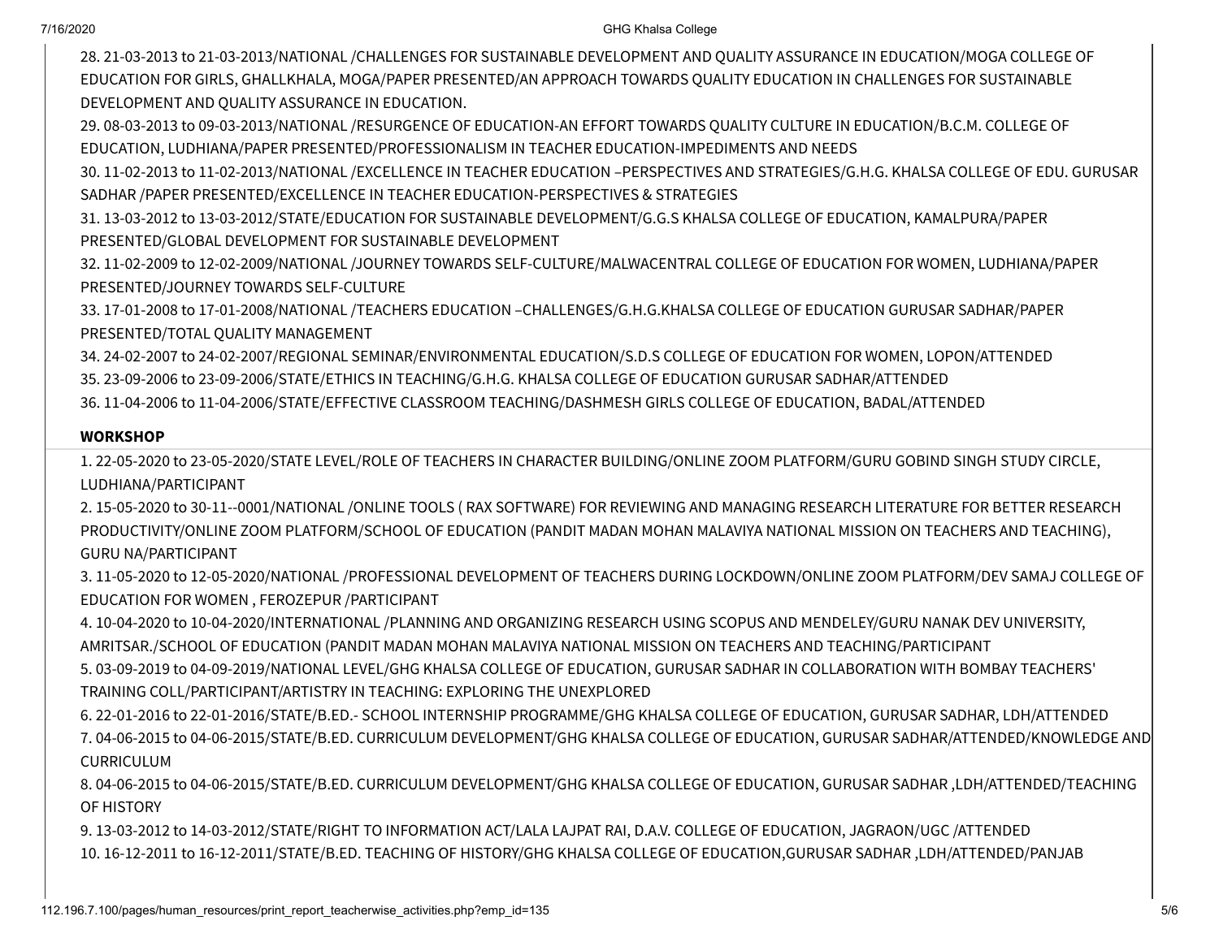28. 21-03-2013 to 21-03-2013/NATIONAL /CHALLENGES FOR SUSTAINABLE DEVELOPMENT AND QUALITY ASSURANCE IN EDUCATION/MOGA COLLEGE OF EDUCATION FOR GIRLS, GHALLKHALA, MOGA/PAPER PRESENTED/AN APPROACH TOWARDS QUALITY EDUCATION IN CHALLENGES FOR SUSTAINABLE DEVELOPMENT AND QUALITY ASSURANCE IN EDUCATION.
29. 08-03-2013 to 09-03-2013/NATIONAL /RESURGENCE OF EDUCATION-AN EFFORT TOWARDS QUALITY CULTURE IN EDUCATION/B.C.M. COLLEGE OF EDUCATION, LUDHIANA/PAPER PRESENTED/PROFESSIONALISM IN TEACHER EDUCATION-IMPEDIMENTS AND NEEDS
30. 11-02-2013 to 11-02-2013/NATIONAL /EXCELLENCE IN TEACHER EDUCATION –PERSPECTIVES AND STRATEGIES/G.H.G. KHALSA COLLEGE OF EDU. GURUSAR SADHAR /PAPER PRESENTED/EXCELLENCE IN TEACHER EDUCATION-PERSPECTIVES & STRATEGIES
31. 13-03-2012 to 13-03-2012/STATE/EDUCATION FOR SUSTAINABLE DEVELOPMENT/G.G.S KHALSA COLLEGE OF EDUCATION, KAMALPURA/PAPER PRESENTED/GLOBAL DEVELOPMENT FOR SUSTAINABLE DEVELOPMENT
32. 11-02-2009 to 12-02-2009/NATIONAL /JOURNEY TOWARDS SELF-CULTURE/MALWACENTRAL COLLEGE OF EDUCATION FOR WOMEN, LUDHIANA/PAPER PRESENTED/JOURNEY TOWARDS SELF-CULTURE
33. 17-01-2008 to 17-01-2008/NATIONAL /TEACHERS EDUCATION –CHALLENGES/G.H.G.KHALSA COLLEGE OF EDUCATION GURUSAR SADHAR/PAPER PRESENTED/TOTAL QUALITY MANAGEMENT
34. 24-02-2007 to 24-02-2007/REGIONAL SEMINAR/ENVIRONMENTAL EDUCATION/S.D.S COLLEGE OF EDUCATION FOR WOMEN, LOPON/ATTENDED
35. 23-09-2006 to 23-09-2006/STATE/ETHICS IN TEACHING/G.H.G. KHALSA COLLEGE OF EDUCATION GURUSAR SADHAR/ATTENDED
36. 11-04-2006 to 11-04-2006/STATE/EFFECTIVE CLASSROOM TEACHING/DASHMESH GIRLS COLLEGE OF EDUCATION, BADAL/ATTENDED

**WORKSHOP**

1. 22-05-2020 to 23-05-2020/STATE LEVEL/ROLE OF TEACHERS IN CHARACTER BUILDING/ONLINE ZOOM PLATFORM/GURU GOBIND SINGH STUDY CIRCLE, LUDHIANA/PARTICIPANT
2. 15-05-2020 to 30-11--0001/NATIONAL /ONLINE TOOLS ( RAX SOFTWARE) FOR REVIEWING AND MANAGING RESEARCH LITERATURE FOR BETTER RESEARCH PRODUCTIVITY/ONLINE ZOOM PLATFORM/SCHOOL OF EDUCATION (PANDIT MADAN MOHAN MALAVIYA NATIONAL MISSION ON TEACHERS AND TEACHING), GURU NA/PARTICIPANT
3. 11-05-2020 to 12-05-2020/NATIONAL /PROFESSIONAL DEVELOPMENT OF TEACHERS DURING LOCKDOWN/ONLINE ZOOM PLATFORM/DEV SAMAJ COLLEGE OF EDUCATION FOR WOMEN , FEROZEPUR /PARTICIPANT
4. 10-04-2020 to 10-04-2020/INTERNATIONAL /PLANNING AND ORGANIZING RESEARCH USING SCOPUS AND MENDELEY/GURU NANAK DEV UNIVERSITY, AMRITSAR./SCHOOL OF EDUCATION (PANDIT MADAN MOHAN MALAVIYA NATIONAL MISSION ON TEACHERS AND TEACHING/PARTICIPANT
5. 03-09-2019 to 04-09-2019/NATIONAL LEVEL/GHG KHALSA COLLEGE OF EDUCATION, GURUSAR SADHAR IN COLLABORATION WITH BOMBAY TEACHERS' TRAINING COLL/PARTICIPANT/ARTISTRY IN TEACHING: EXPLORING THE UNEXPLORED
6. 22-01-2016 to 22-01-2016/STATE/B.ED.- SCHOOL INTERNSHIP PROGRAMME/GHG KHALSA COLLEGE OF EDUCATION, GURUSAR SADHAR, LDH/ATTENDED
7. 04-06-2015 to 04-06-2015/STATE/B.ED. CURRICULUM DEVELOPMENT/GHG KHALSA COLLEGE OF EDUCATION, GURUSAR SADHAR/ATTENDED/KNOWLEDGE AND CURRICULUM
8. 04-06-2015 to 04-06-2015/STATE/B.ED. CURRICULUM DEVELOPMENT/GHG KHALSA COLLEGE OF EDUCATION, GURUSAR SADHAR ,LDH/ATTENDED/TEACHING OF HISTORY
9. 13-03-2012 to 14-03-2012/STATE/RIGHT TO INFORMATION ACT/LALA LAJPAT RAI, D.A.V. COLLEGE OF EDUCATION, JAGRAON/UGC /ATTENDED
10. 16-12-2011 to 16-12-2011/STATE/B.ED. TEACHING OF HISTORY/GHG KHALSA COLLEGE OF EDUCATION,GURUSAR SADHAR ,LDH/ATTENDED/PANJAB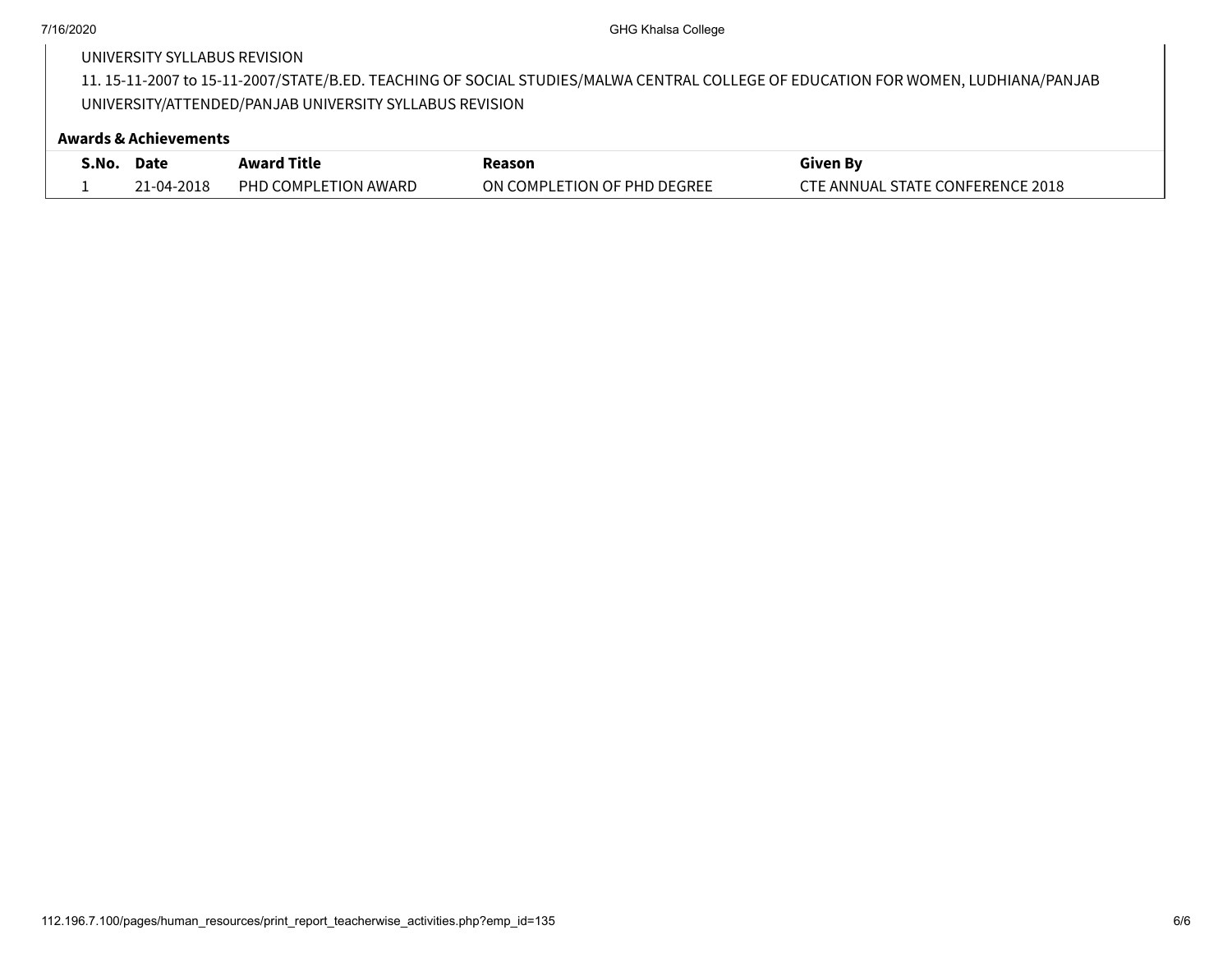UNIVERSITY SYLLABUS REVISION

11. 15-11-2007 to 15-11-2007/STATE/B.ED. TEACHING OF SOCIAL STUDIES/MALWA CENTRAL COLLEGE OF EDUCATION FOR WOMEN, LUDHIANA/PANJAB UNIVERSITY/ATTENDED/PANJAB UNIVERSITY SYLLABUS REVISION

**Awards & Achievements**

| S.No. | Date | Award Title | Reason | Given By |
|---|---|---|---|---|
| 1 | 21-04-2018 | PHD COMPLETION AWARD | ON COMPLETION OF PHD DEGREE | CTE ANNUAL STATE CONFERENCE 2018 |